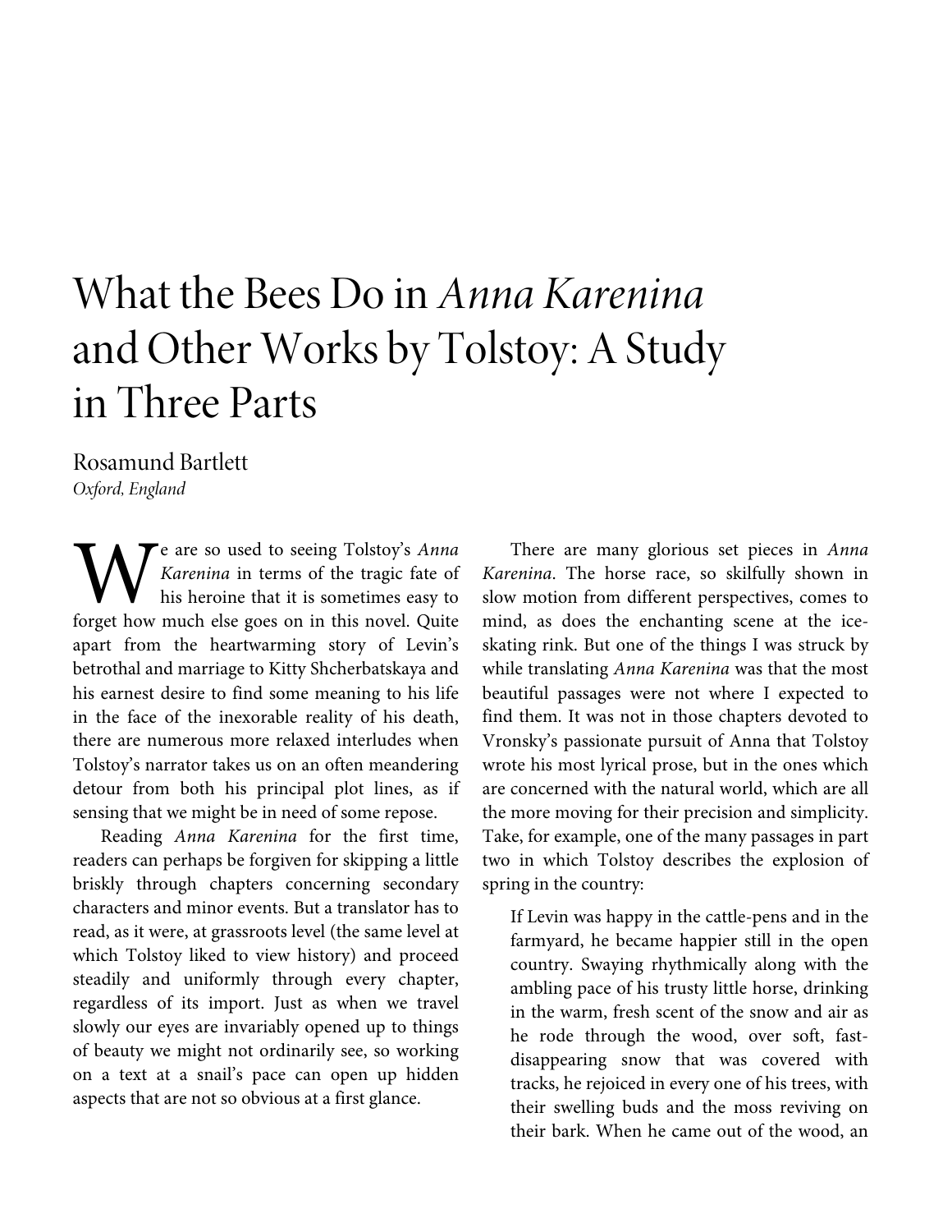# What the Bees Do in *Anna Karenina* and Other Works by Tolstoy: A Study in Three Parts

Rosamund Bartlett
*Oxford, England*

We are so used to seeing Tolstoy's *Anna Karenina* in terms of the tragic fate of his heroine that it is sometimes easy to forget how much else goes on in this novel. Quite apart from the heartwarming story of Levin's betrothal and marriage to Kitty Shcherbatskaya and his earnest desire to find some meaning to his life in the face of the inexorable reality of his death, there are numerous more relaxed interludes when Tolstoy's narrator takes us on an often meandering detour from both his principal plot lines, as if sensing that we might be in need of some repose.

Reading *Anna Karenina* for the first time, readers can perhaps be forgiven for skipping a little briskly through chapters concerning secondary characters and minor events. But a translator has to read, as it were, at grassroots level (the same level at which Tolstoy liked to view history) and proceed steadily and uniformly through every chapter, regardless of its import. Just as when we travel slowly our eyes are invariably opened up to things of beauty we might not ordinarily see, so working on a text at a snail's pace can open up hidden aspects that are not so obvious at a first glance.

There are many glorious set pieces in *Anna Karenina*. The horse race, so skilfully shown in slow motion from different perspectives, comes to mind, as does the enchanting scene at the ice-skating rink. But one of the things I was struck by while translating *Anna Karenina* was that the most beautiful passages were not where I expected to find them. It was not in those chapters devoted to Vronsky's passionate pursuit of Anna that Tolstoy wrote his most lyrical prose, but in the ones which are concerned with the natural world, which are all the more moving for their precision and simplicity. Take, for example, one of the many passages in part two in which Tolstoy describes the explosion of spring in the country:

> If Levin was happy in the cattle-pens and in the farmyard, he became happier still in the open country. Swaying rhythmically along with the ambling pace of his trusty little horse, drinking in the warm, fresh scent of the snow and air as he rode through the wood, over soft, fast-disappearing snow that was covered with tracks, he rejoiced in every one of his trees, with their swelling buds and the moss reviving on their bark. When he came out of the wood, an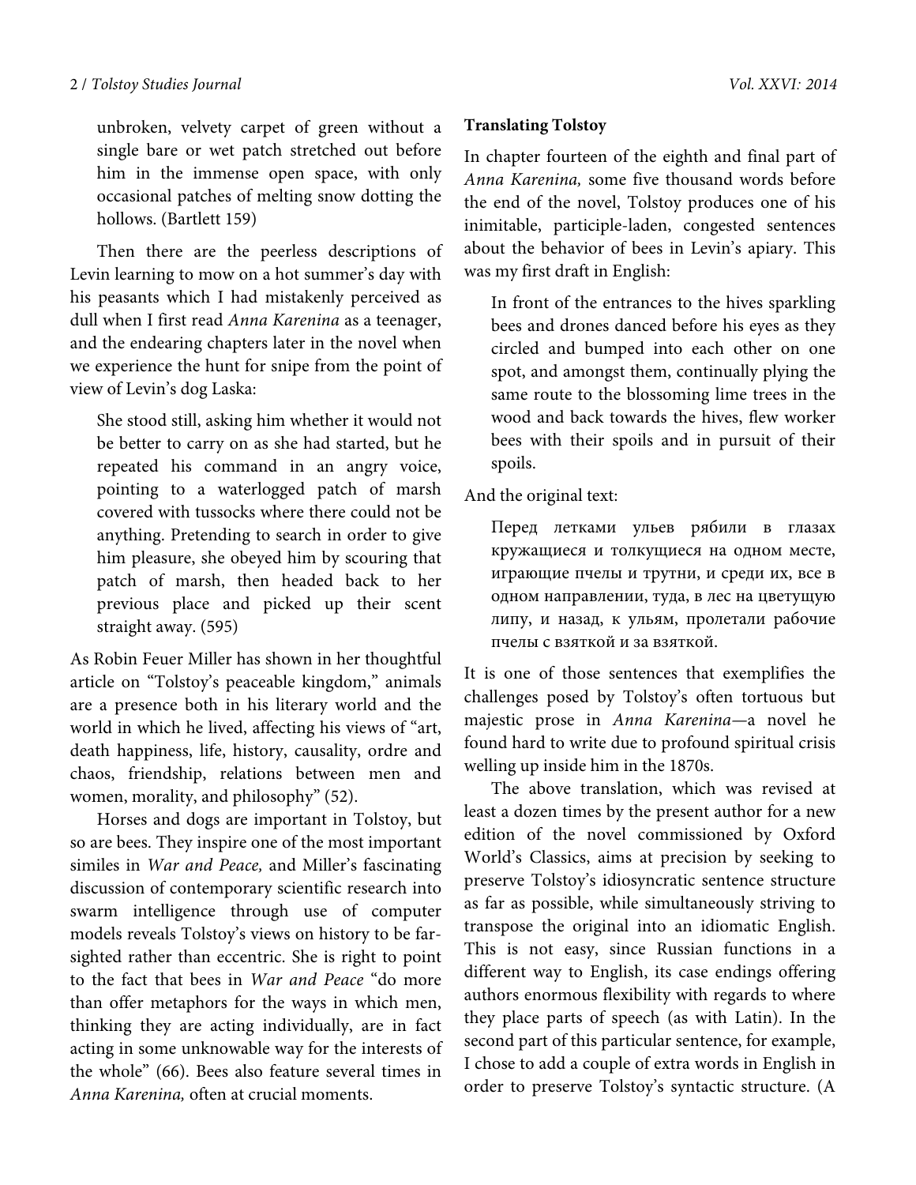> unbroken, velvety carpet of green without a single bare or wet patch stretched out before him in the immense open space, with only occasional patches of melting snow dotting the hollows. (Bartlett 159)

Then there are the peerless descriptions of Levin learning to mow on a hot summer's day with his peasants which I had mistakenly perceived as dull when I first read *Anna Karenina* as a teenager, and the endearing chapters later in the novel when we experience the hunt for snipe from the point of view of Levin's dog Laska:

> She stood still, asking him whether it would not be better to carry on as she had started, but he repeated his command in an angry voice, pointing to a waterlogged patch of marsh covered with tussocks where there could not be anything. Pretending to search in order to give him pleasure, she obeyed him by scouring that patch of marsh, then headed back to her previous place and picked up their scent straight away. (595)

As Robin Feuer Miller has shown in her thoughtful article on "Tolstoy's peaceable kingdom," animals are a presence both in his literary world and the world in which he lived, affecting his views of "art, death happiness, life, history, causality, ordre and chaos, friendship, relations between men and women, morality, and philosophy" (52).

Horses and dogs are important in Tolstoy, but so are bees. They inspire one of the most important similes in *War and Peace,* and Miller's fascinating discussion of contemporary scientific research into swarm intelligence through use of computer models reveals Tolstoy's views on history to be far-sighted rather than eccentric. She is right to point to the fact that bees in *War and Peace* "do more than offer metaphors for the ways in which men, thinking they are acting individually, are in fact acting in some unknowable way for the interests of the whole" (66). Bees also feature several times in *Anna Karenina,* often at crucial moments.

**Translating Tolstoy**

In chapter fourteen of the eighth and final part of *Anna Karenina,* some five thousand words before the end of the novel, Tolstoy produces one of his inimitable, participle-laden, congested sentences about the behavior of bees in Levin's apiary. This was my first draft in English:

> In front of the entrances to the hives sparkling bees and drones danced before his eyes as they circled and bumped into each other on one spot, and amongst them, continually plying the same route to the blossoming lime trees in the wood and back towards the hives, flew worker bees with their spoils and in pursuit of their spoils.

And the original text:

> Перед летками ульев рябили в глазах кружащиеся и толкущиеся на одном месте, играющие пчелы и трутни, и среди их, все в одном направлении, туда, в лес на цветущую липу, и назад, к ульям, пролетали рабочие пчелы с взяткой и за взяткой.

It is one of those sentences that exemplifies the challenges posed by Tolstoy's often tortuous but majestic prose in *Anna Karenina*—a novel he found hard to write due to profound spiritual crisis welling up inside him in the 1870s.

The above translation, which was revised at least a dozen times by the present author for a new edition of the novel commissioned by Oxford World's Classics, aims at precision by seeking to preserve Tolstoy's idiosyncratic sentence structure as far as possible, while simultaneously striving to transpose the original into an idiomatic English. This is not easy, since Russian functions in a different way to English, its case endings offering authors enormous flexibility with regards to where they place parts of speech (as with Latin). In the second part of this particular sentence, for example, I chose to add a couple of extra words in English in order to preserve Tolstoy's syntactic structure. (A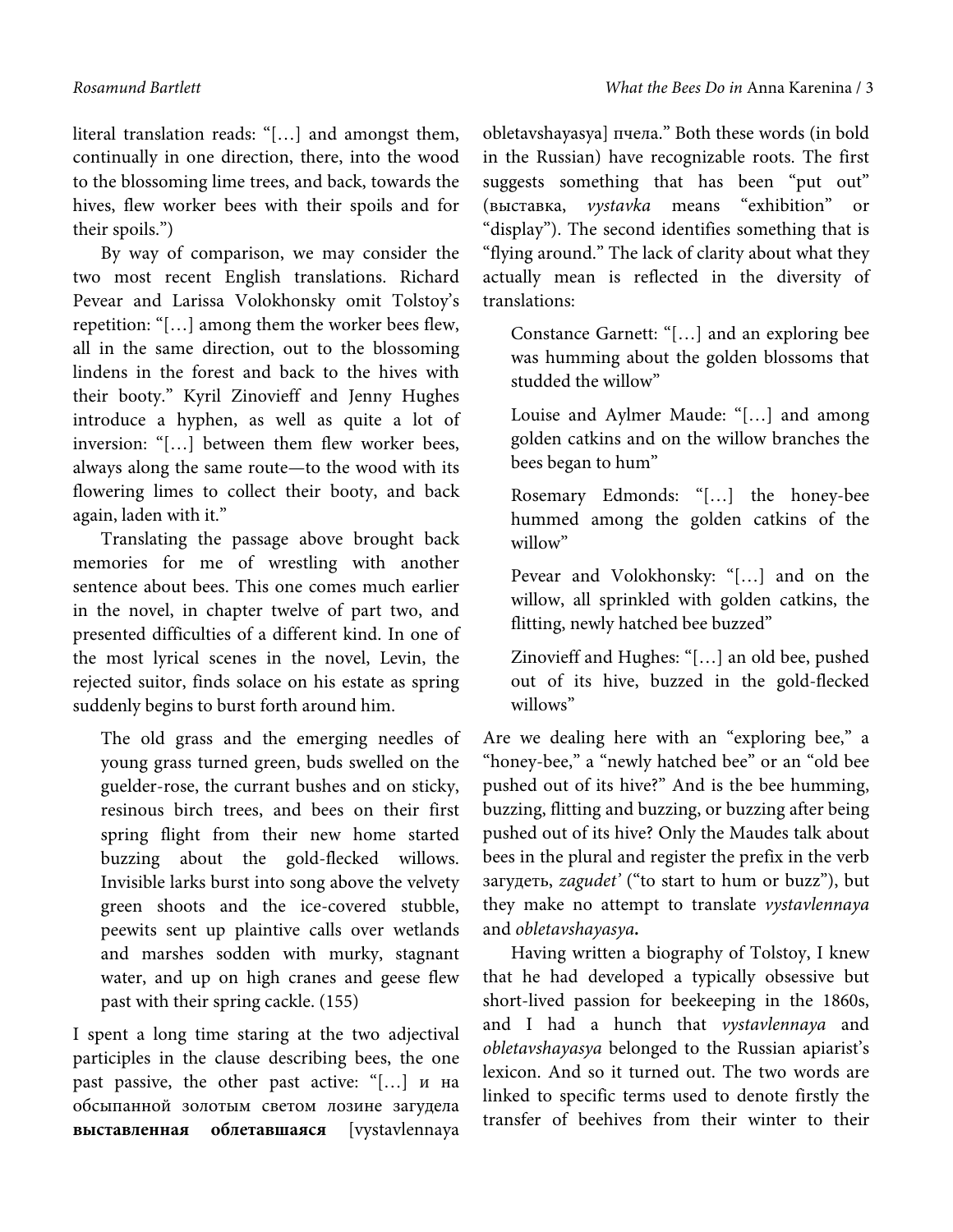literal translation reads: "[…] and amongst them, continually in one direction, there, into the wood to the blossoming lime trees, and back, towards the hives, flew worker bees with their spoils and for their spoils.")

By way of comparison, we may consider the two most recent English translations. Richard Pevear and Larissa Volokhonsky omit Tolstoy's repetition: "[…] among them the worker bees flew, all in the same direction, out to the blossoming lindens in the forest and back to the hives with their booty." Kyril Zinovieff and Jenny Hughes introduce a hyphen, as well as quite a lot of inversion: "[…] between them flew worker bees, always along the same route—to the wood with its flowering limes to collect their booty, and back again, laden with it."

Translating the passage above brought back memories for me of wrestling with another sentence about bees. This one comes much earlier in the novel, in chapter twelve of part two, and presented difficulties of a different kind. In one of the most lyrical scenes in the novel, Levin, the rejected suitor, finds solace on his estate as spring suddenly begins to burst forth around him.

> The old grass and the emerging needles of young grass turned green, buds swelled on the guelder-rose, the currant bushes and on sticky, resinous birch trees, and bees on their first spring flight from their new home started buzzing about the gold-flecked willows. Invisible larks burst into song above the velvety green shoots and the ice-covered stubble, peewits sent up plaintive calls over wetlands and marshes sodden with murky, stagnant water, and up on high cranes and geese flew past with their spring cackle. (155)

I spent a long time staring at the two adjectival participles in the clause describing bees, the one past passive, the other past active: "[…] и на обсыпанной золотым светом лозине загудела **выставленная облетавшаяся** [vystavlennaya obletavshayasya] пчела." Both these words (in bold in the Russian) have recognizable roots. The first suggests something that has been "put out" (выставка, *vystavka* means "exhibition" or "display"). The second identifies something that is "flying around." The lack of clarity about what they actually mean is reflected in the diversity of translations:

> Constance Garnett: "[…] and an exploring bee was humming about the golden blossoms that studded the willow"
>
> Louise and Aylmer Maude: "[…] and among golden catkins and on the willow branches the bees began to hum"
>
> Rosemary Edmonds: "[…] the honey-bee hummed among the golden catkins of the willow"
>
> Pevear and Volokhonsky: "[…] and on the willow, all sprinkled with golden catkins, the flitting, newly hatched bee buzzed"
>
> Zinovieff and Hughes: "[…] an old bee, pushed out of its hive, buzzed in the gold-flecked willows"

Are we dealing here with an "exploring bee," a "honey-bee," a "newly hatched bee" or an "old bee pushed out of its hive?" And is the bee humming, buzzing, flitting and buzzing, or buzzing after being pushed out of its hive? Only the Maudes talk about bees in the plural and register the prefix in the verb загудеть, *zagudet'* ("to start to hum or buzz"), but they make no attempt to translate *vystavlennaya* and *obletavshayasya***.**

Having written a biography of Tolstoy, I knew that he had developed a typically obsessive but short-lived passion for beekeeping in the 1860s, and I had a hunch that *vystavlennaya* and *obletavshayasya* belonged to the Russian apiarist's lexicon. And so it turned out. The two words are linked to specific terms used to denote firstly the transfer of beehives from their winter to their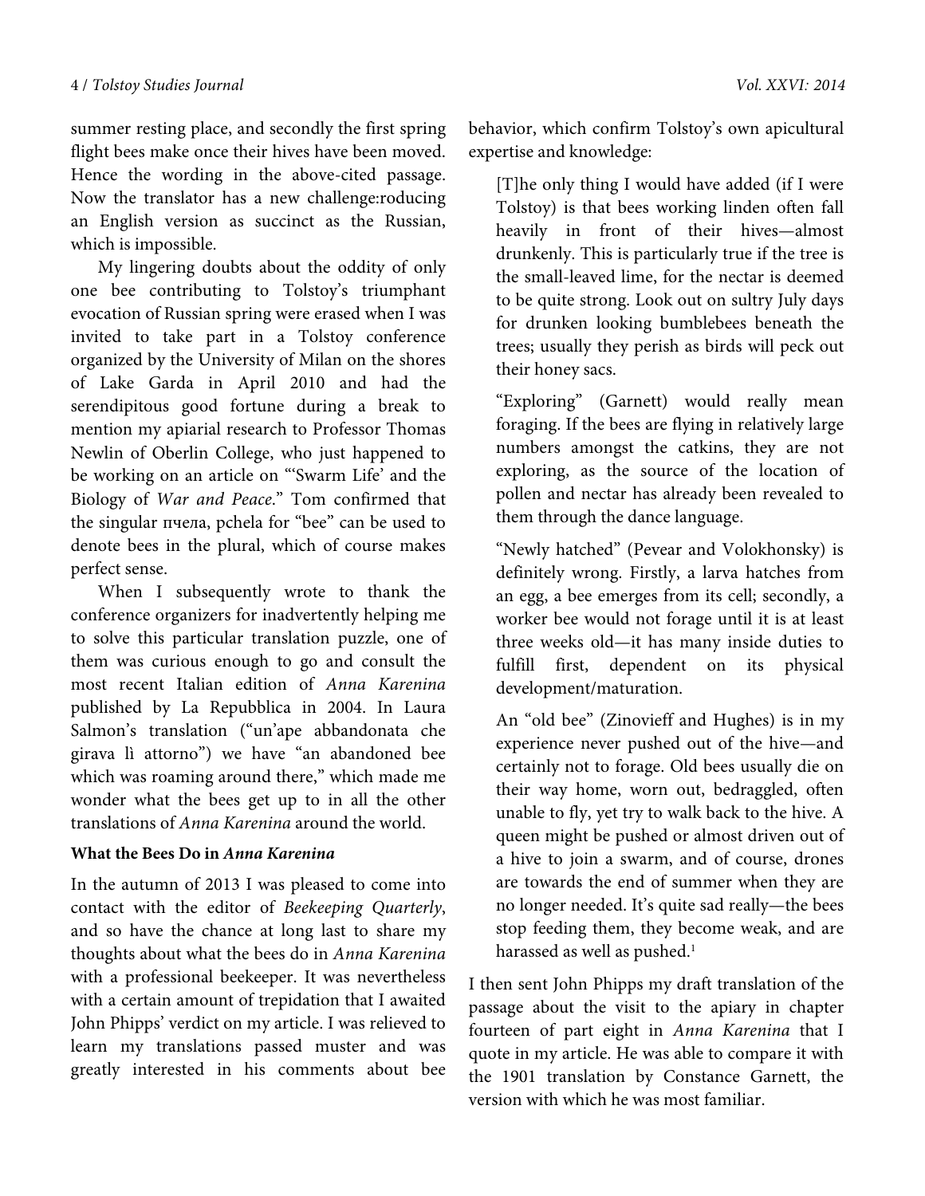summer resting place, and secondly the first spring flight bees make once their hives have been moved. Hence the wording in the above-cited passage. Now the translator has a new challenge:roducing an English version as succinct as the Russian, which is impossible.

My lingering doubts about the oddity of only one bee contributing to Tolstoy's triumphant evocation of Russian spring were erased when I was invited to take part in a Tolstoy conference organized by the University of Milan on the shores of Lake Garda in April 2010 and had the serendipitous good fortune during a break to mention my apiarial research to Professor Thomas Newlin of Oberlin College, who just happened to be working on an article on "'Swarm Life' and the Biology of *War and Peace*." Tom confirmed that the singular пчела, pchela for "bee" can be used to denote bees in the plural, which of course makes perfect sense.

When I subsequently wrote to thank the conference organizers for inadvertently helping me to solve this particular translation puzzle, one of them was curious enough to go and consult the most recent Italian edition of *Anna Karenina* published by La Repubblica in 2004. In Laura Salmon's translation ("un'ape abbandonata che girava lì attorno") we have "an abandoned bee which was roaming around there," which made me wonder what the bees get up to in all the other translations of *Anna Karenina* around the world.

**What the Bees Do in *Anna Karenina***

In the autumn of 2013 I was pleased to come into contact with the editor of *Beekeeping Quarterly*, and so have the chance at long last to share my thoughts about what the bees do in *Anna Karenina* with a professional beekeeper. It was nevertheless with a certain amount of trepidation that I awaited John Phipps' verdict on my article. I was relieved to learn my translations passed muster and was greatly interested in his comments about bee behavior, which confirm Tolstoy's own apicultural expertise and knowledge:

> [T]he only thing I would have added (if I were Tolstoy) is that bees working linden often fall heavily in front of their hives—almost drunkenly. This is particularly true if the tree is the small-leaved lime, for the nectar is deemed to be quite strong. Look out on sultry July days for drunken looking bumblebees beneath the trees; usually they perish as birds will peck out their honey sacs.
>
> "Exploring" (Garnett) would really mean foraging. If the bees are flying in relatively large numbers amongst the catkins, they are not exploring, as the source of the location of pollen and nectar has already been revealed to them through the dance language.
>
> "Newly hatched" (Pevear and Volokhonsky) is definitely wrong. Firstly, a larva hatches from an egg, a bee emerges from its cell; secondly, a worker bee would not forage until it is at least three weeks old—it has many inside duties to fulfill first, dependent on its physical development/maturation.
>
> An "old bee" (Zinovieff and Hughes) is in my experience never pushed out of the hive—and certainly not to forage. Old bees usually die on their way home, worn out, bedraggled, often unable to fly, yet try to walk back to the hive. A queen might be pushed or almost driven out of a hive to join a swarm, and of course, drones are towards the end of summer when they are no longer needed. It's quite sad really—the bees stop feeding them, they become weak, and are harassed as well as pushed.[1]

I then sent John Phipps my draft translation of the passage about the visit to the apiary in chapter fourteen of part eight in *Anna Karenina* that I quote in my article. He was able to compare it with the 1901 translation by Constance Garnett, the version with which he was most familiar.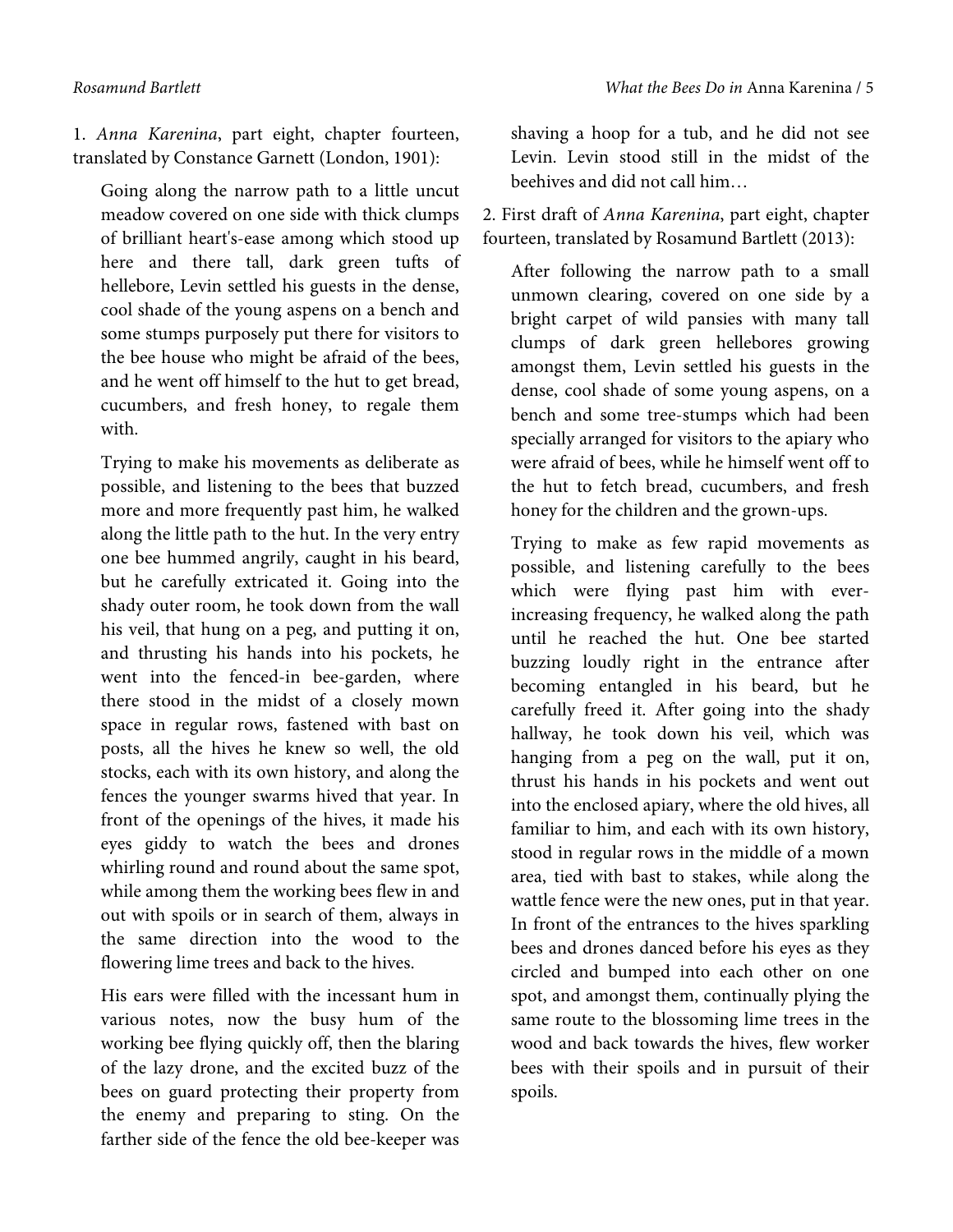1. *Anna Karenina*, part eight, chapter fourteen, translated by Constance Garnett (London, 1901):

> Going along the narrow path to a little uncut meadow covered on one side with thick clumps of brilliant heart's-ease among which stood up here and there tall, dark green tufts of hellebore, Levin settled his guests in the dense, cool shade of the young aspens on a bench and some stumps purposely put there for visitors to the bee house who might be afraid of the bees, and he went off himself to the hut to get bread, cucumbers, and fresh honey, to regale them with.
>
> Trying to make his movements as deliberate as possible, and listening to the bees that buzzed more and more frequently past him, he walked along the little path to the hut. In the very entry one bee hummed angrily, caught in his beard, but he carefully extricated it. Going into the shady outer room, he took down from the wall his veil, that hung on a peg, and putting it on, and thrusting his hands into his pockets, he went into the fenced-in bee-garden, where there stood in the midst of a closely mown space in regular rows, fastened with bast on posts, all the hives he knew so well, the old stocks, each with its own history, and along the fences the younger swarms hived that year. In front of the openings of the hives, it made his eyes giddy to watch the bees and drones whirling round and round about the same spot, while among them the working bees flew in and out with spoils or in search of them, always in the same direction into the wood to the flowering lime trees and back to the hives.
>
> His ears were filled with the incessant hum in various notes, now the busy hum of the working bee flying quickly off, then the blaring of the lazy drone, and the excited buzz of the bees on guard protecting their property from the enemy and preparing to sting. On the farther side of the fence the old bee-keeper was shaving a hoop for a tub, and he did not see Levin. Levin stood still in the midst of the beehives and did not call him…

2. First draft of *Anna Karenina*, part eight, chapter fourteen, translated by Rosamund Bartlett (2013):

> After following the narrow path to a small unmown clearing, covered on one side by a bright carpet of wild pansies with many tall clumps of dark green hellebores growing amongst them, Levin settled his guests in the dense, cool shade of some young aspens, on a bench and some tree-stumps which had been specially arranged for visitors to the apiary who were afraid of bees, while he himself went off to the hut to fetch bread, cucumbers, and fresh honey for the children and the grown-ups.
>
> Trying to make as few rapid movements as possible, and listening carefully to the bees which were flying past him with ever-increasing frequency, he walked along the path until he reached the hut. One bee started buzzing loudly right in the entrance after becoming entangled in his beard, but he carefully freed it. After going into the shady hallway, he took down his veil, which was hanging from a peg on the wall, put it on, thrust his hands in his pockets and went out into the enclosed apiary, where the old hives, all familiar to him, and each with its own history, stood in regular rows in the middle of a mown area, tied with bast to stakes, while along the wattle fence were the new ones, put in that year. In front of the entrances to the hives sparkling bees and drones danced before his eyes as they circled and bumped into each other on one spot, and amongst them, continually plying the same route to the blossoming lime trees in the wood and back towards the hives, flew worker bees with their spoils and in pursuit of their spoils.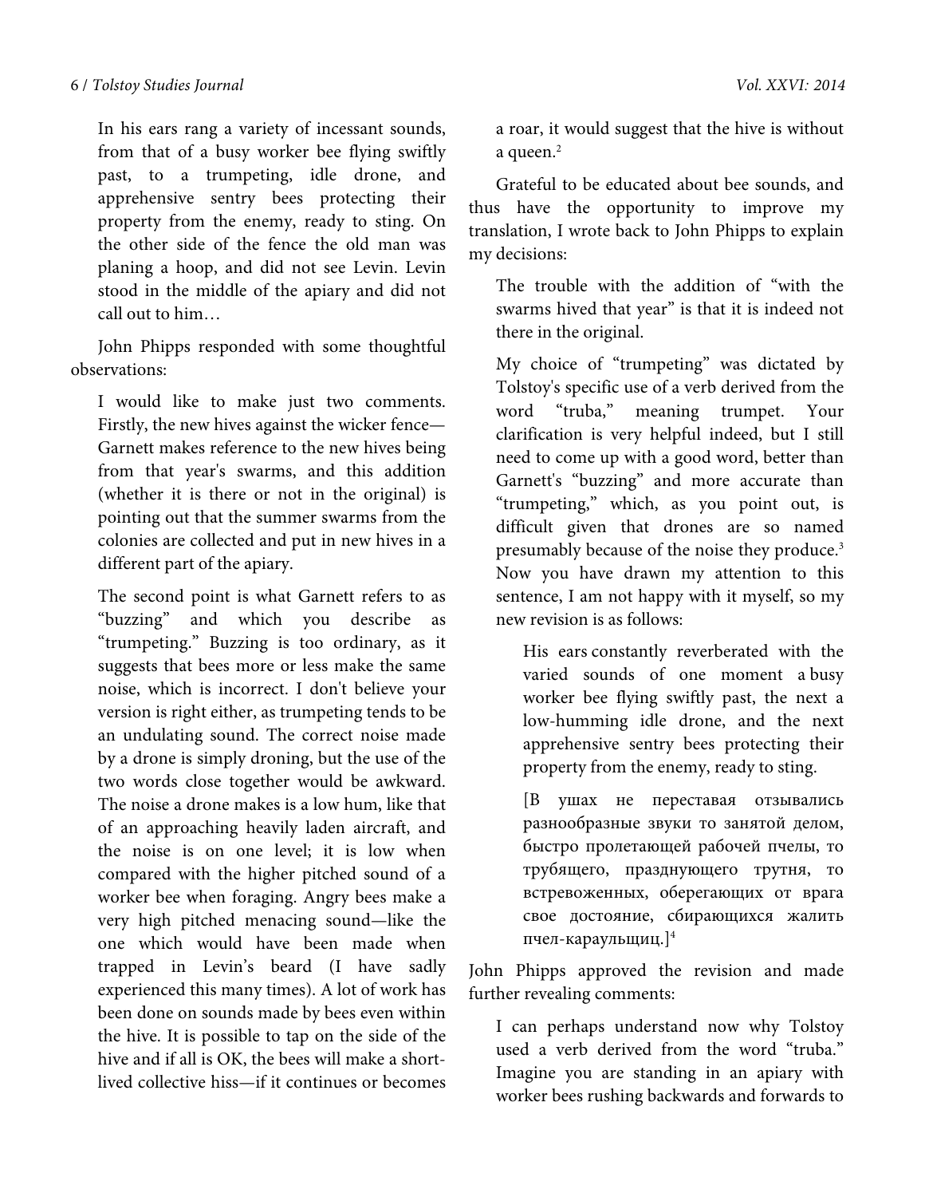> In his ears rang a variety of incessant sounds, from that of a busy worker bee flying swiftly past, to a trumpeting, idle drone, and apprehensive sentry bees protecting their property from the enemy, ready to sting. On the other side of the fence the old man was planing a hoop, and did not see Levin. Levin stood in the middle of the apiary and did not call out to him…

John Phipps responded with some thoughtful observations:

> I would like to make just two comments. Firstly, the new hives against the wicker fence—Garnett makes reference to the new hives being from that year's swarms, and this addition (whether it is there or not in the original) is pointing out that the summer swarms from the colonies are collected and put in new hives in a different part of the apiary.
>
> The second point is what Garnett refers to as "buzzing" and which you describe as "trumpeting." Buzzing is too ordinary, as it suggests that bees more or less make the same noise, which is incorrect. I don't believe your version is right either, as trumpeting tends to be an undulating sound. The correct noise made by a drone is simply droning, but the use of the two words close together would be awkward. The noise a drone makes is a low hum, like that of an approaching heavily laden aircraft, and the noise is on one level; it is low when compared with the higher pitched sound of a worker bee when foraging. Angry bees make a very high pitched menacing sound—like the one which would have been made when trapped in Levin's beard (I have sadly experienced this many times). A lot of work has been done on sounds made by bees even within the hive. It is possible to tap on the side of the hive and if all is OK, the bees will make a short-lived collective hiss—if it continues or becomes a roar, it would suggest that the hive is without a queen.[2]

Grateful to be educated about bee sounds, and thus have the opportunity to improve my translation, I wrote back to John Phipps to explain my decisions:

> The trouble with the addition of "with the swarms hived that year" is that it is indeed not there in the original.
>
> My choice of "trumpeting" was dictated by Tolstoy's specific use of a verb derived from the word "truba," meaning trumpet. Your clarification is very helpful indeed, but I still need to come up with a good word, better than Garnett's "buzzing" and more accurate than "trumpeting," which, as you point out, is difficult given that drones are so named presumably because of the noise they produce.[3] Now you have drawn my attention to this sentence, I am not happy with it myself, so my new revision is as follows:
>
> > His ears constantly reverberated with the varied sounds of one moment a busy worker bee flying swiftly past, the next a low-humming idle drone, and the next apprehensive sentry bees protecting their property from the enemy, ready to sting.
> >
> > [В ушах не переставая отзывались разнообразные звуки то занятой делом, быстро пролетающей рабочей пчелы, то трубящего, празднующего трутня, то встревоженных, оберегающих от врага свое достояние, сбирающихся жалить пчел-караульщиц.][4]

John Phipps approved the revision and made further revealing comments:

> I can perhaps understand now why Tolstoy used a verb derived from the word "truba." Imagine you are standing in an apiary with worker bees rushing backwards and forwards to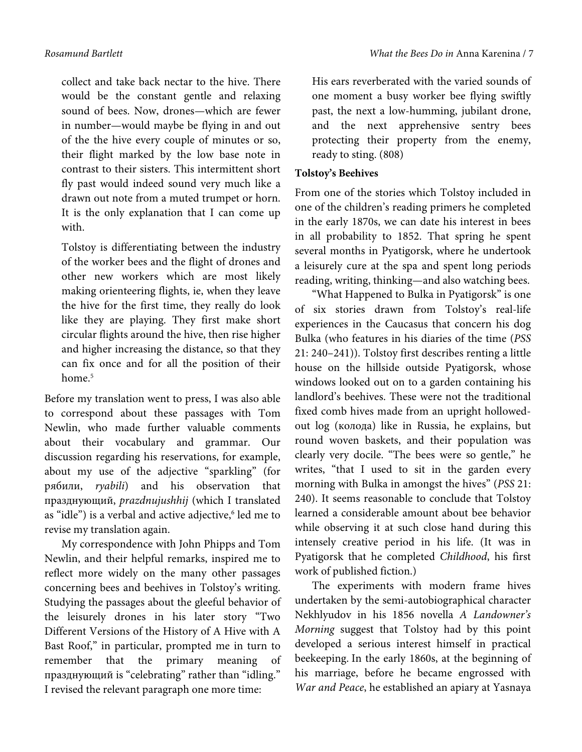> collect and take back nectar to the hive. There would be the constant gentle and relaxing sound of bees. Now, drones—which are fewer in number—would maybe be flying in and out of the the hive every couple of minutes or so, their flight marked by the low base note in contrast to their sisters. This intermittent short fly past would indeed sound very much like a drawn out note from a muted trumpet or horn. It is the only explanation that I can come up with.
>
> Tolstoy is differentiating between the industry of the worker bees and the flight of drones and other new workers which are most likely making orienteering flights, ie, when they leave the hive for the first time, they really do look like they are playing. They first make short circular flights around the hive, then rise higher and higher increasing the distance, so that they can fix once and for all the position of their home.[5]

Before my translation went to press, I was also able to correspond about these passages with Tom Newlin, who made further valuable comments about their vocabulary and grammar. Our discussion regarding his reservations, for example, about my use of the adjective "sparkling" (for рябили, *ryabili*) and his observation that празднующий, *prazdnujushhij* (which I translated as "idle") is a verbal and active adjective,[6] led me to revise my translation again.

My correspondence with John Phipps and Tom Newlin, and their helpful remarks, inspired me to reflect more widely on the many other passages concerning bees and beehives in Tolstoy's writing. Studying the passages about the gleeful behavior of the leisurely drones in his later story "Two Different Versions of the History of A Hive with A Bast Roof," in particular, prompted me in turn to remember that the primary meaning of празднующий is "celebrating" rather than "idling." I revised the relevant paragraph one more time:

> His ears reverberated with the varied sounds of one moment a busy worker bee flying swiftly past, the next a low-humming, jubilant drone, and the next apprehensive sentry bees protecting their property from the enemy, ready to sting. (808)

**Tolstoy's Beehives**

From one of the stories which Tolstoy included in one of the children's reading primers he completed in the early 1870s, we can date his interest in bees in all probability to 1852. That spring he spent several months in Pyatigorsk, where he undertook a leisurely cure at the spa and spent long periods reading, writing, thinking—and also watching bees.

"What Happened to Bulka in Pyatigorsk" is one of six stories drawn from Tolstoy's real-life experiences in the Caucasus that concern his dog Bulka (who features in his diaries of the time (*PSS* 21: 240–241)). Tolstoy first describes renting a little house on the hillside outside Pyatigorsk, whose windows looked out on to a garden containing his landlord's beehives. These were not the traditional fixed comb hives made from an upright hollowed-out log (колода) like in Russia, he explains, but round woven baskets, and their population was clearly very docile. "The bees were so gentle," he writes, "that I used to sit in the garden every morning with Bulka in amongst the hives" (*PSS* 21: 240). It seems reasonable to conclude that Tolstoy learned a considerable amount about bee behavior while observing it at such close hand during this intensely creative period in his life. (It was in Pyatigorsk that he completed *Childhood*, his first work of published fiction.)

The experiments with modern frame hives undertaken by the semi-autobiographical character Nekhlyudov in his 1856 novella *A Landowner's Morning* suggest that Tolstoy had by this point developed a serious interest himself in practical beekeeping. In the early 1860s, at the beginning of his marriage, before he became engrossed with *War and Peace*, he established an apiary at Yasnaya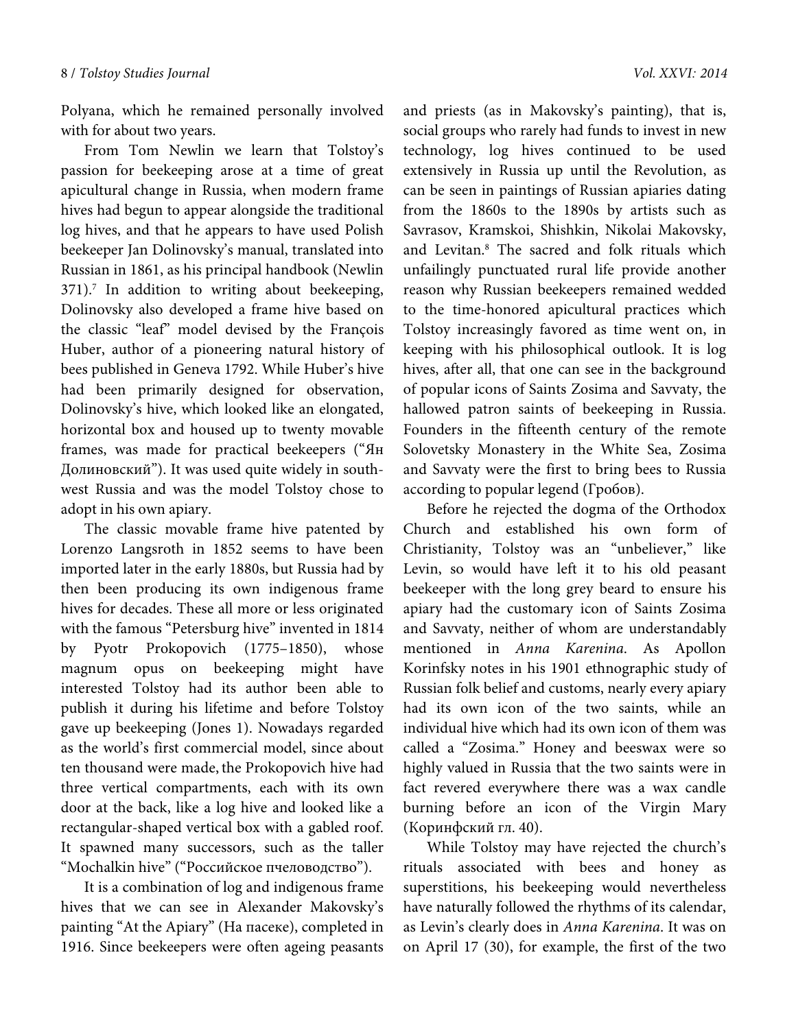Polyana, which he remained personally involved with for about two years.

From Tom Newlin we learn that Tolstoy's passion for beekeeping arose at a time of great apicultural change in Russia, when modern frame hives had begun to appear alongside the traditional log hives, and that he appears to have used Polish beekeeper Jan Dolinovsky's manual, translated into Russian in 1861, as his principal handbook (Newlin 371).[7] In addition to writing about beekeeping, Dolinovsky also developed a frame hive based on the classic "leaf" model devised by the François Huber, author of a pioneering natural history of bees published in Geneva 1792. While Huber's hive had been primarily designed for observation, Dolinovsky's hive, which looked like an elongated, horizontal box and housed up to twenty movable frames, was made for practical beekeepers ("Ян Долиновский"). It was used quite widely in south-west Russia and was the model Tolstoy chose to adopt in his own apiary.

The classic movable frame hive patented by Lorenzo Langsroth in 1852 seems to have been imported later in the early 1880s, but Russia had by then been producing its own indigenous frame hives for decades. These all more or less originated with the famous "Petersburg hive" invented in 1814 by Pyotr Prokopovich (1775–1850), whose magnum opus on beekeeping might have interested Tolstoy had its author been able to publish it during his lifetime and before Tolstoy gave up beekeeping (Jones 1). Nowadays regarded as the world's first commercial model, since about ten thousand were made, the Prokopovich hive had three vertical compartments, each with its own door at the back, like a log hive and looked like a rectangular-shaped vertical box with a gabled roof. It spawned many successors, such as the taller "Mochalkin hive" ("Российское пчеловодство").

It is a combination of log and indigenous frame hives that we can see in Alexander Makovsky's painting "At the Apiary" (На пасеке), completed in 1916. Since beekeepers were often ageing peasants and priests (as in Makovsky's painting), that is, social groups who rarely had funds to invest in new technology, log hives continued to be used extensively in Russia up until the Revolution, as can be seen in paintings of Russian apiaries dating from the 1860s to the 1890s by artists such as Savrasov, Kramskoi, Shishkin, Nikolai Makovsky, and Levitan.[8] The sacred and folk rituals which unfailingly punctuated rural life provide another reason why Russian beekeepers remained wedded to the time-honored apicultural practices which Tolstoy increasingly favored as time went on, in keeping with his philosophical outlook. It is log hives, after all, that one can see in the background of popular icons of Saints Zosima and Savvaty, the hallowed patron saints of beekeeping in Russia. Founders in the fifteenth century of the remote Solovetsky Monastery in the White Sea, Zosima and Savvaty were the first to bring bees to Russia according to popular legend (Гробов).

Before he rejected the dogma of the Orthodox Church and established his own form of Christianity, Tolstoy was an "unbeliever," like Levin, so would have left it to his old peasant beekeeper with the long grey beard to ensure his apiary had the customary icon of Saints Zosima and Savvaty, neither of whom are understandably mentioned in *Anna Karenina*. As Apollon Korinfsky notes in his 1901 ethnographic study of Russian folk belief and customs, nearly every apiary had its own icon of the two saints, while an individual hive which had its own icon of them was called a "Zosima." Honey and beeswax were so highly valued in Russia that the two saints were in fact revered everywhere there was a wax candle burning before an icon of the Virgin Mary (Коринфский гл. 40).

While Tolstoy may have rejected the church's rituals associated with bees and honey as superstitions, his beekeeping would nevertheless have naturally followed the rhythms of its calendar, as Levin's clearly does in *Anna Karenina*. It was on on April 17 (30), for example, the first of the two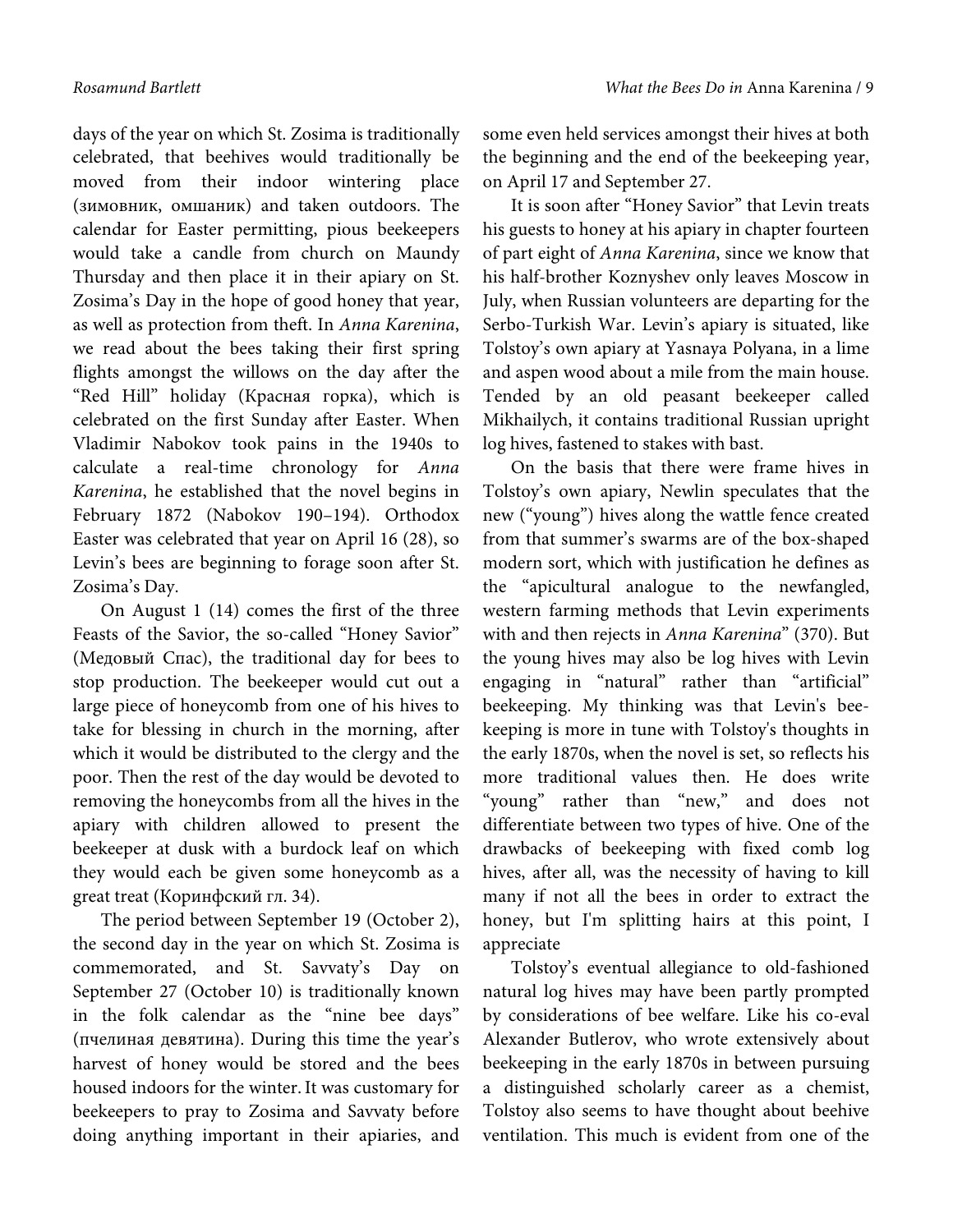days of the year on which St. Zosima is traditionally celebrated, that beehives would traditionally be moved from their indoor wintering place (зимовник, омшаник) and taken outdoors. The calendar for Easter permitting, pious beekeepers would take a candle from church on Maundy Thursday and then place it in their apiary on St. Zosima's Day in the hope of good honey that year, as well as protection from theft. In *Anna Karenina*, we read about the bees taking their first spring flights amongst the willows on the day after the "Red Hill" holiday (Красная горка), which is celebrated on the first Sunday after Easter. When Vladimir Nabokov took pains in the 1940s to calculate a real-time chronology for *Anna Karenina*, he established that the novel begins in February 1872 (Nabokov 190–194). Orthodox Easter was celebrated that year on April 16 (28), so Levin's bees are beginning to forage soon after St. Zosima's Day.

On August 1 (14) comes the first of the three Feasts of the Savior, the so-called "Honey Savior" (Медовый Спас), the traditional day for bees to stop production. The beekeeper would cut out a large piece of honeycomb from one of his hives to take for blessing in church in the morning, after which it would be distributed to the clergy and the poor. Then the rest of the day would be devoted to removing the honeycombs from all the hives in the apiary with children allowed to present the beekeeper at dusk with a burdock leaf on which they would each be given some honeycomb as a great treat (Коринфский гл. 34).

The period between September 19 (October 2), the second day in the year on which St. Zosima is commemorated, and St. Savvaty's Day on September 27 (October 10) is traditionally known in the folk calendar as the "nine bee days" (пчелиная девятина). During this time the year's harvest of honey would be stored and the bees housed indoors for the winter. It was customary for beekeepers to pray to Zosima and Savvaty before doing anything important in their apiaries, and some even held services amongst their hives at both the beginning and the end of the beekeeping year, on April 17 and September 27.

It is soon after "Honey Savior" that Levin treats his guests to honey at his apiary in chapter fourteen of part eight of *Anna Karenina*, since we know that his half-brother Koznyshev only leaves Moscow in July, when Russian volunteers are departing for the Serbo-Turkish War. Levin's apiary is situated, like Tolstoy's own apiary at Yasnaya Polyana, in a lime and aspen wood about a mile from the main house. Tended by an old peasant beekeeper called Mikhailych, it contains traditional Russian upright log hives, fastened to stakes with bast.

On the basis that there were frame hives in Tolstoy's own apiary, Newlin speculates that the new ("young") hives along the wattle fence created from that summer's swarms are of the box-shaped modern sort, which with justification he defines as the "apicultural analogue to the newfangled, western farming methods that Levin experiments with and then rejects in *Anna Karenina*" (370). But the young hives may also be log hives with Levin engaging in "natural" rather than "artificial" beekeeping. My thinking was that Levin's bee-keeping is more in tune with Tolstoy's thoughts in the early 1870s, when the novel is set, so reflects his more traditional values then. He does write "young" rather than "new," and does not differentiate between two types of hive. One of the drawbacks of beekeeping with fixed comb log hives, after all, was the necessity of having to kill many if not all the bees in order to extract the honey, but I'm splitting hairs at this point, I appreciate

Tolstoy's eventual allegiance to old-fashioned natural log hives may have been partly prompted by considerations of bee welfare. Like his co-eval Alexander Butlerov, who wrote extensively about beekeeping in the early 1870s in between pursuing a distinguished scholarly career as a chemist, Tolstoy also seems to have thought about beehive ventilation. This much is evident from one of the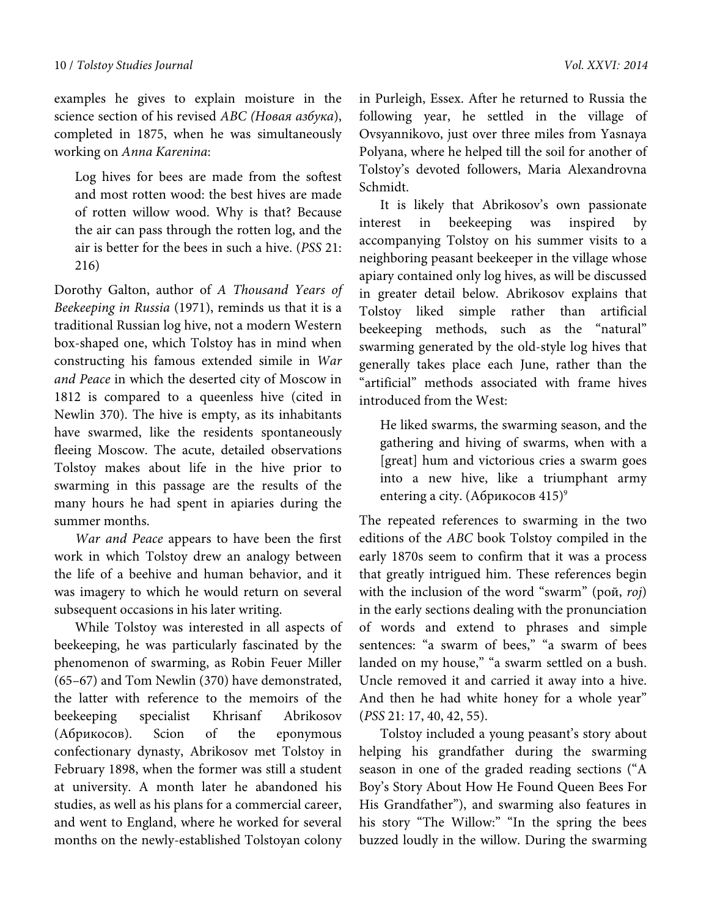examples he gives to explain moisture in the science section of his revised *ABC (Новая азбука)*, completed in 1875, when he was simultaneously working on *Anna Karenina*:

> Log hives for bees are made from the softest and most rotten wood: the best hives are made of rotten willow wood. Why is that? Because the air can pass through the rotten log, and the air is better for the bees in such a hive. (*PSS* 21: 216)

Dorothy Galton, author of *A Thousand Years of Beekeeping in Russia* (1971), reminds us that it is a traditional Russian log hive, not a modern Western box-shaped one, which Tolstoy has in mind when constructing his famous extended simile in *War and Peace* in which the deserted city of Moscow in 1812 is compared to a queenless hive (cited in Newlin 370). The hive is empty, as its inhabitants have swarmed, like the residents spontaneously fleeing Moscow. The acute, detailed observations Tolstoy makes about life in the hive prior to swarming in this passage are the results of the many hours he had spent in apiaries during the summer months.

*War and Peace* appears to have been the first work in which Tolstoy drew an analogy between the life of a beehive and human behavior, and it was imagery to which he would return on several subsequent occasions in his later writing.

While Tolstoy was interested in all aspects of beekeeping, he was particularly fascinated by the phenomenon of swarming, as Robin Feuer Miller (65–67) and Tom Newlin (370) have demonstrated, the latter with reference to the memoirs of the beekeeping specialist Khrisanf Abrikosov (Абрикосов). Scion of the eponymous confectionary dynasty, Abrikosov met Tolstoy in February 1898, when the former was still a student at university. A month later he abandoned his studies, as well as his plans for a commercial career, and went to England, where he worked for several months on the newly-established Tolstoyan colony in Purleigh, Essex. After he returned to Russia the following year, he settled in the village of Ovsyannikovo, just over three miles from Yasnaya Polyana, where he helped till the soil for another of Tolstoy's devoted followers, Maria Alexandrovna Schmidt.

It is likely that Abrikosov's own passionate interest in beekeeping was inspired by accompanying Tolstoy on his summer visits to a neighboring peasant beekeeper in the village whose apiary contained only log hives, as will be discussed in greater detail below. Abrikosov explains that Tolstoy liked simple rather than artificial beekeeping methods, such as the "natural" swarming generated by the old-style log hives that generally takes place each June, rather than the "artificial" methods associated with frame hives introduced from the West:

> He liked swarms, the swarming season, and the gathering and hiving of swarms, when with a [great] hum and victorious cries a swarm goes into a new hive, like a triumphant army entering a city. (Абрикосов 415)[9]

The repeated references to swarming in the two editions of the *ABC* book Tolstoy compiled in the early 1870s seem to confirm that it was a process that greatly intrigued him. These references begin with the inclusion of the word "swarm" (рой, *roj*) in the early sections dealing with the pronunciation of words and extend to phrases and simple sentences: "a swarm of bees," "a swarm of bees landed on my house," "a swarm settled on a bush. Uncle removed it and carried it away into a hive. And then he had white honey for a whole year" (*PSS* 21: 17, 40, 42, 55).

Tolstoy included a young peasant's story about helping his grandfather during the swarming season in one of the graded reading sections ("A Boy's Story About How He Found Queen Bees For His Grandfather"), and swarming also features in his story "The Willow:" "In the spring the bees buzzed loudly in the willow. During the swarming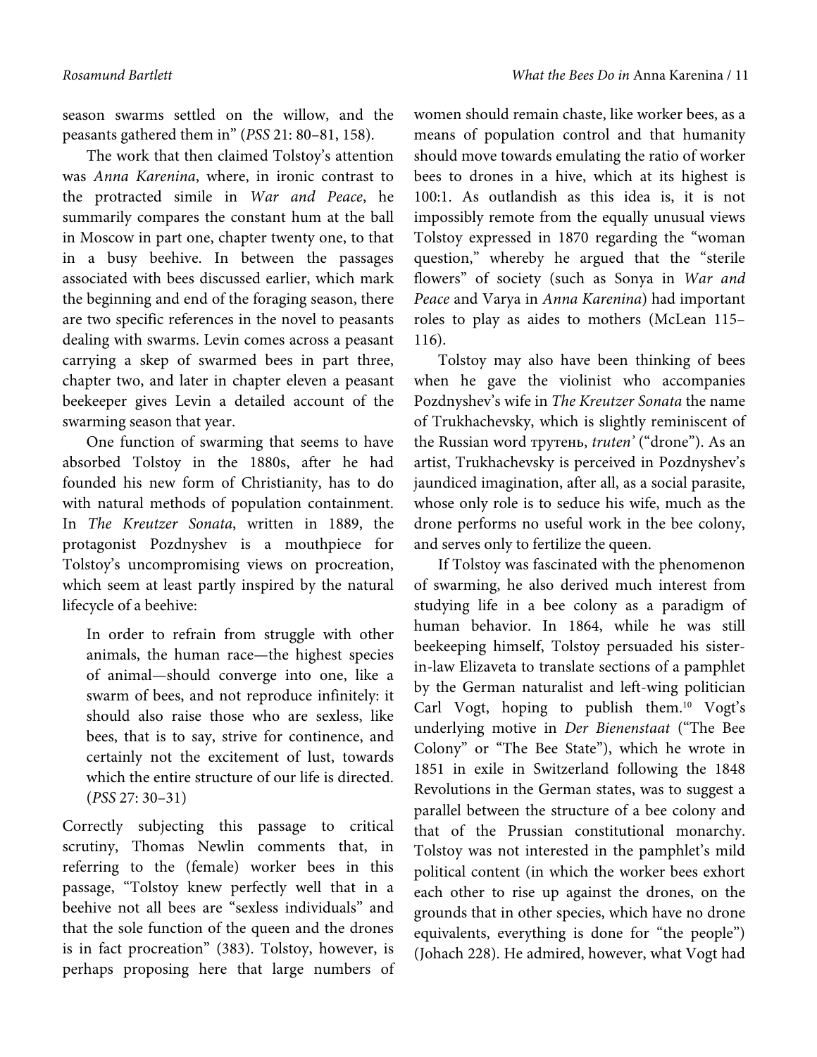season swarms settled on the willow, and the peasants gathered them in" (*PSS* 21: 80–81, 158).

The work that then claimed Tolstoy's attention was *Anna Karenina*, where, in ironic contrast to the protracted simile in *War and Peace*, he summarily compares the constant hum at the ball in Moscow in part one, chapter twenty one, to that in a busy beehive. In between the passages associated with bees discussed earlier, which mark the beginning and end of the foraging season, there are two specific references in the novel to peasants dealing with swarms. Levin comes across a peasant carrying a skep of swarmed bees in part three, chapter two, and later in chapter eleven a peasant beekeeper gives Levin a detailed account of the swarming season that year.

One function of swarming that seems to have absorbed Tolstoy in the 1880s, after he had founded his new form of Christianity, has to do with natural methods of population containment. In *The Kreutzer Sonata*, written in 1889, the protagonist Pozdnyshev is a mouthpiece for Tolstoy's uncompromising views on procreation, which seem at least partly inspired by the natural lifecycle of a beehive:

> In order to refrain from struggle with other animals, the human race—the highest species of animal—should converge into one, like a swarm of bees, and not reproduce infinitely: it should also raise those who are sexless, like bees, that is to say, strive for continence, and certainly not the excitement of lust, towards which the entire structure of our life is directed. (*PSS* 27: 30–31)

Correctly subjecting this passage to critical scrutiny, Thomas Newlin comments that, in referring to the (female) worker bees in this passage, "Tolstoy knew perfectly well that in a beehive not all bees are "sexless individuals" and that the sole function of the queen and the drones is in fact procreation" (383). Tolstoy, however, is perhaps proposing here that large numbers of women should remain chaste, like worker bees, as a means of population control and that humanity should move towards emulating the ratio of worker bees to drones in a hive, which at its highest is 100:1. As outlandish as this idea is, it is not impossibly remote from the equally unusual views Tolstoy expressed in 1870 regarding the "woman question," whereby he argued that the "sterile flowers" of society (such as Sonya in *War and Peace* and Varya in *Anna Karenina*) had important roles to play as aides to mothers (McLean 115–116).

Tolstoy may also have been thinking of bees when he gave the violinist who accompanies Pozdnyshev's wife in *The Kreutzer Sonata* the name of Trukhachevsky, which is slightly reminiscent of the Russian word трутень, *truten'* ("drone"). As an artist, Trukhachevsky is perceived in Pozdnyshev's jaundiced imagination, after all, as a social parasite, whose only role is to seduce his wife, much as the drone performs no useful work in the bee colony, and serves only to fertilize the queen.

If Tolstoy was fascinated with the phenomenon of swarming, he also derived much interest from studying life in a bee colony as a paradigm of human behavior. In 1864, while he was still beekeeping himself, Tolstoy persuaded his sister-in-law Elizaveta to translate sections of a pamphlet by the German naturalist and left-wing politician Carl Vogt, hoping to publish them.[10] Vogt's underlying motive in *Der Bienenstaat* ("The Bee Colony" or "The Bee State"), which he wrote in 1851 in exile in Switzerland following the 1848 Revolutions in the German states, was to suggest a parallel between the structure of a bee colony and that of the Prussian constitutional monarchy. Tolstoy was not interested in the pamphlet's mild political content (in which the worker bees exhort each other to rise up against the drones, on the grounds that in other species, which have no drone equivalents, everything is done for "the people") (Johach 228). He admired, however, what Vogt had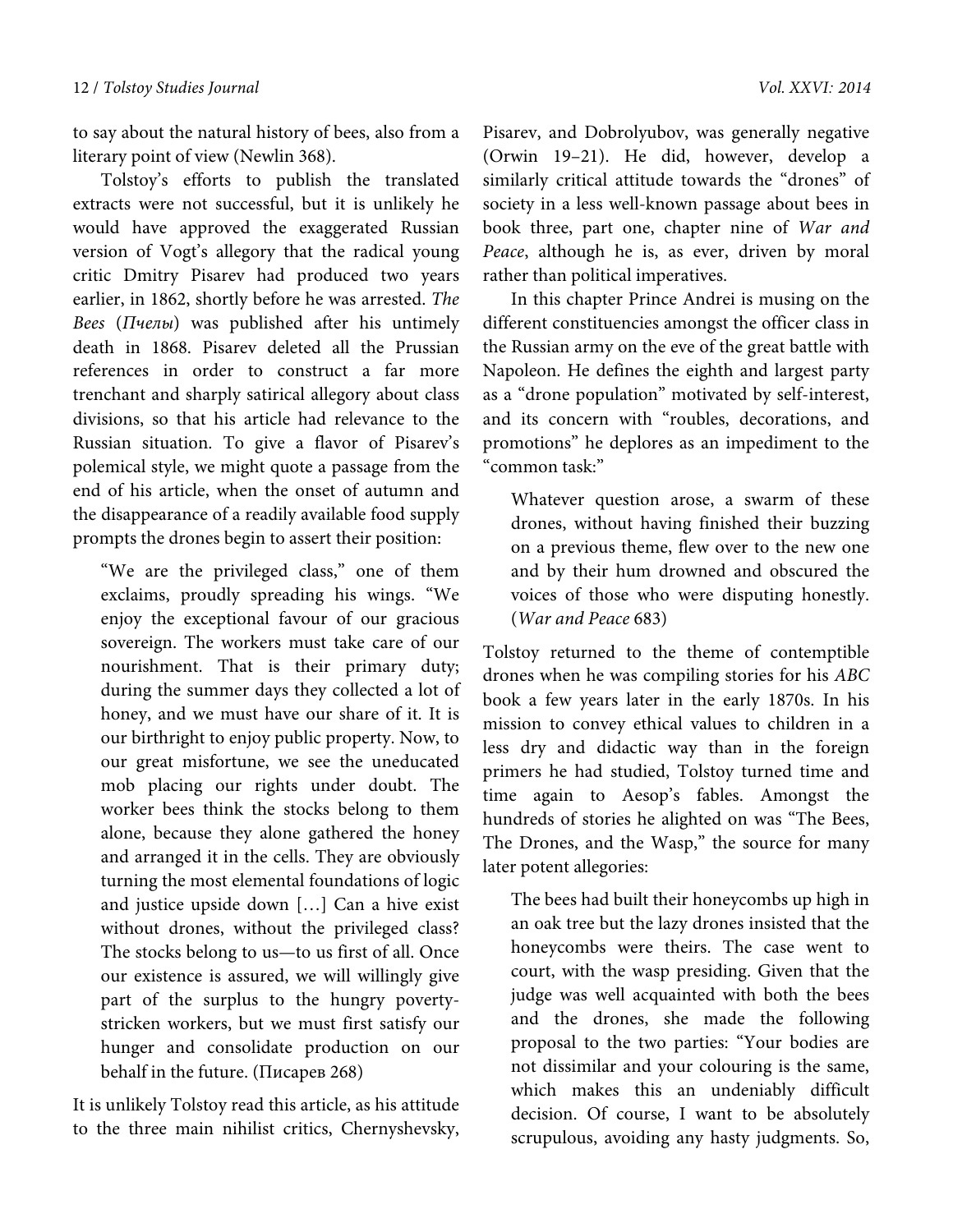to say about the natural history of bees, also from a literary point of view (Newlin 368).

Tolstoy's efforts to publish the translated extracts were not successful, but it is unlikely he would have approved the exaggerated Russian version of Vogt's allegory that the radical young critic Dmitry Pisarev had produced two years earlier, in 1862, shortly before he was arrested. *The Bees* (*Пчелы*) was published after his untimely death in 1868. Pisarev deleted all the Prussian references in order to construct a far more trenchant and sharply satirical allegory about class divisions, so that his article had relevance to the Russian situation. To give a flavor of Pisarev's polemical style, we might quote a passage from the end of his article, when the onset of autumn and the disappearance of a readily available food supply prompts the drones begin to assert their position:

> "We are the privileged class," one of them exclaims, proudly spreading his wings. "We enjoy the exceptional favour of our gracious sovereign. The workers must take care of our nourishment. That is their primary duty; during the summer days they collected a lot of honey, and we must have our share of it. It is our birthright to enjoy public property. Now, to our great misfortune, we see the uneducated mob placing our rights under doubt. The worker bees think the stocks belong to them alone, because they alone gathered the honey and arranged it in the cells. They are obviously turning the most elemental foundations of logic and justice upside down […] Can a hive exist without drones, without the privileged class? The stocks belong to us—to us first of all. Once our existence is assured, we will willingly give part of the surplus to the hungry poverty-stricken workers, but we must first satisfy our hunger and consolidate production on our behalf in the future. (Писарев 268)

It is unlikely Tolstoy read this article, as his attitude to the three main nihilist critics, Chernyshevsky, Pisarev, and Dobrolyubov, was generally negative (Orwin 19–21). He did, however, develop a similarly critical attitude towards the "drones" of society in a less well-known passage about bees in book three, part one, chapter nine of *War and Peace*, although he is, as ever, driven by moral rather than political imperatives.

In this chapter Prince Andrei is musing on the different constituencies amongst the officer class in the Russian army on the eve of the great battle with Napoleon. He defines the eighth and largest party as a "drone population" motivated by self-interest, and its concern with "roubles, decorations, and promotions" he deplores as an impediment to the "common task:"

> Whatever question arose, a swarm of these drones, without having finished their buzzing on a previous theme, flew over to the new one and by their hum drowned and obscured the voices of those who were disputing honestly. (*War and Peace* 683)

Tolstoy returned to the theme of contemptible drones when he was compiling stories for his *ABC* book a few years later in the early 1870s. In his mission to convey ethical values to children in a less dry and didactic way than in the foreign primers he had studied, Tolstoy turned time and time again to Aesop's fables. Amongst the hundreds of stories he alighted on was "The Bees, The Drones, and the Wasp," the source for many later potent allegories:

> The bees had built their honeycombs up high in an oak tree but the lazy drones insisted that the honeycombs were theirs. The case went to court, with the wasp presiding. Given that the judge was well acquainted with both the bees and the drones, she made the following proposal to the two parties: "Your bodies are not dissimilar and your colouring is the same, which makes this an undeniably difficult decision. Of course, I want to be absolutely scrupulous, avoiding any hasty judgments. So,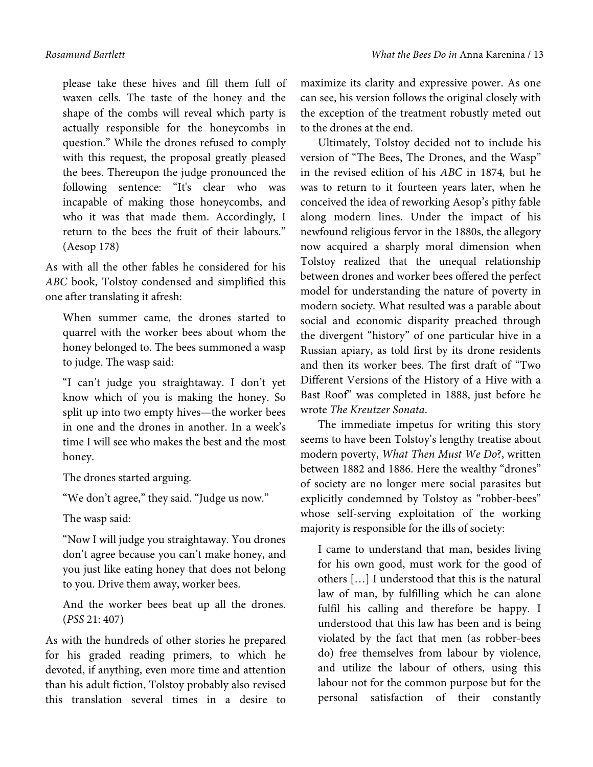> please take these hives and fill them full of waxen cells. The taste of the honey and the shape of the combs will reveal which party is actually responsible for the honeycombs in question." While the drones refused to comply with this request, the proposal greatly pleased the bees. Thereupon the judge pronounced the following sentence: "It's clear who was incapable of making those honeycombs, and who it was that made them. Accordingly, I return to the bees the fruit of their labours." (Aesop 178)

As with all the other fables he considered for his *ABC* book, Tolstoy condensed and simplified this one after translating it afresh:

> When summer came, the drones started to quarrel with the worker bees about whom the honey belonged to. The bees summoned a wasp to judge. The wasp said:
>
> "I can't judge you straightaway. I don't yet know which of you is making the honey. So split up into two empty hives—the worker bees in one and the drones in another. In a week's time I will see who makes the best and the most honey.
>
> The drones started arguing.
>
> "We don't agree," they said. "Judge us now."
>
> The wasp said:
>
> "Now I will judge you straightaway. You drones don't agree because you can't make honey, and you just like eating honey that does not belong to you. Drive them away, worker bees.
>
> And the worker bees beat up all the drones. (*PSS* 21: 407)

As with the hundreds of other stories he prepared for his graded reading primers, to which he devoted, if anything, even more time and attention than his adult fiction, Tolstoy probably also revised this translation several times in a desire to maximize its clarity and expressive power. As one can see, his version follows the original closely with the exception of the treatment robustly meted out to the drones at the end.

Ultimately, Tolstoy decided not to include his version of "The Bees, The Drones, and the Wasp" in the revised edition of his *ABC* in 1874, but he was to return to it fourteen years later, when he conceived the idea of reworking Aesop's pithy fable along modern lines. Under the impact of his newfound religious fervor in the 1880s, the allegory now acquired a sharply moral dimension when Tolstoy realized that the unequal relationship between drones and worker bees offered the perfect model for understanding the nature of poverty in modern society. What resulted was a parable about social and economic disparity preached through the divergent "history" of one particular hive in a Russian apiary, as told first by its drone residents and then its worker bees. The first draft of "Two Different Versions of the History of a Hive with a Bast Roof" was completed in 1888, just before he wrote *The Kreutzer Sonata*.

The immediate impetus for writing this story seems to have been Tolstoy's lengthy treatise about modern poverty, *What Then Must We Do*?, written between 1882 and 1886. Here the wealthy "drones" of society are no longer mere social parasites but explicitly condemned by Tolstoy as "robber-bees" whose self-serving exploitation of the working majority is responsible for the ills of society:

> I came to understand that man, besides living for his own good, must work for the good of others […] I understood that this is the natural law of man, by fulfilling which he can alone fulfil his calling and therefore be happy. I understood that this law has been and is being violated by the fact that men (as robber-bees do) free themselves from labour by violence, and utilize the labour of others, using this labour not for the common purpose but for the personal satisfaction of their constantly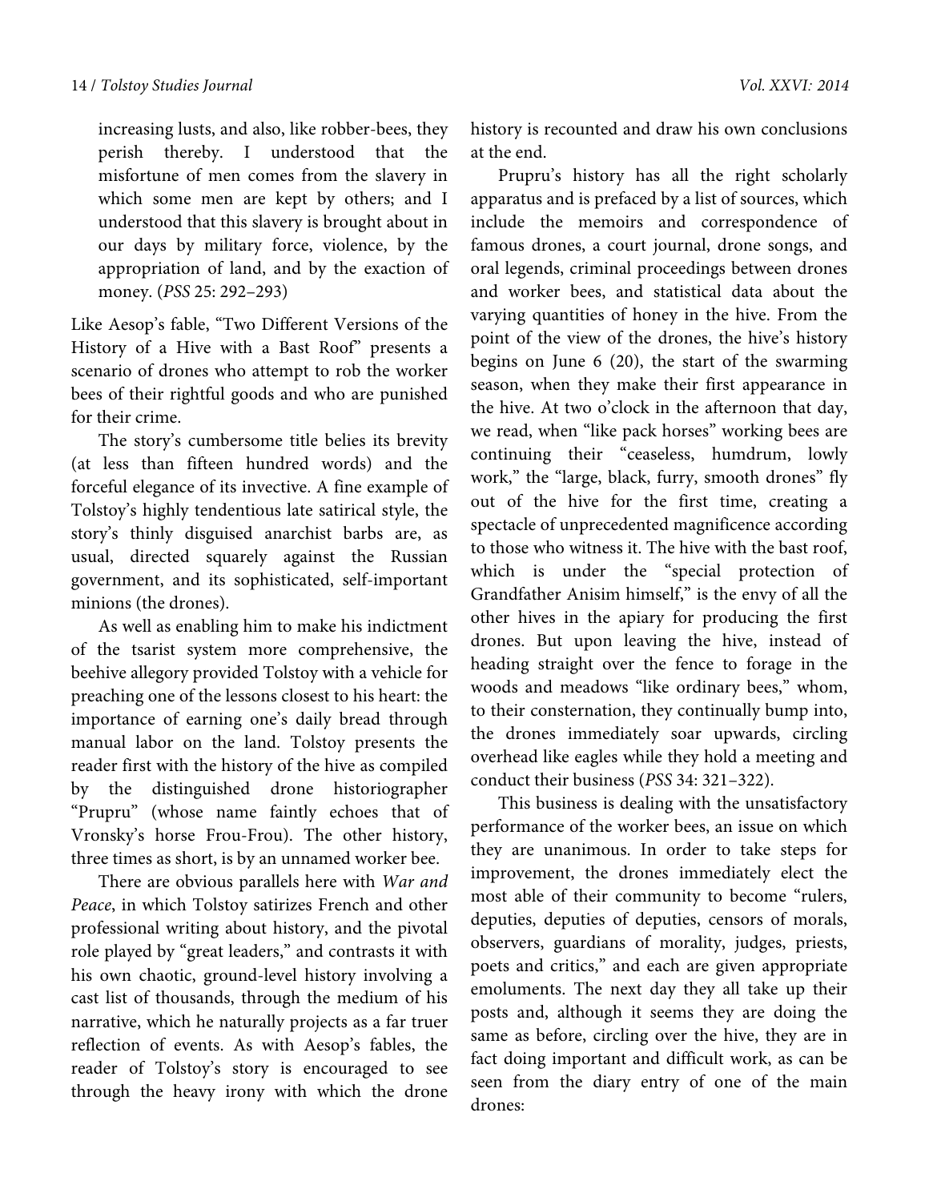> increasing lusts, and also, like robber-bees, they perish thereby. I understood that the misfortune of men comes from the slavery in which some men are kept by others; and I understood that this slavery is brought about in our days by military force, violence, by the appropriation of land, and by the exaction of money. (*PSS* 25: 292–293)

Like Aesop's fable, "Two Different Versions of the History of a Hive with a Bast Roof" presents a scenario of drones who attempt to rob the worker bees of their rightful goods and who are punished for their crime.

The story's cumbersome title belies its brevity (at less than fifteen hundred words) and the forceful elegance of its invective. A fine example of Tolstoy's highly tendentious late satirical style, the story's thinly disguised anarchist barbs are, as usual, directed squarely against the Russian government, and its sophisticated, self-important minions (the drones).

As well as enabling him to make his indictment of the tsarist system more comprehensive, the beehive allegory provided Tolstoy with a vehicle for preaching one of the lessons closest to his heart: the importance of earning one's daily bread through manual labor on the land. Tolstoy presents the reader first with the history of the hive as compiled by the distinguished drone historiographer "Prupru" (whose name faintly echoes that of Vronsky's horse Frou-Frou). The other history, three times as short, is by an unnamed worker bee.

There are obvious parallels here with *War and Peace*, in which Tolstoy satirizes French and other professional writing about history, and the pivotal role played by "great leaders," and contrasts it with his own chaotic, ground-level history involving a cast list of thousands, through the medium of his narrative, which he naturally projects as a far truer reflection of events. As with Aesop's fables, the reader of Tolstoy's story is encouraged to see through the heavy irony with which the drone history is recounted and draw his own conclusions at the end.

Prupru's history has all the right scholarly apparatus and is prefaced by a list of sources, which include the memoirs and correspondence of famous drones, a court journal, drone songs, and oral legends, criminal proceedings between drones and worker bees, and statistical data about the varying quantities of honey in the hive. From the point of the view of the drones, the hive's history begins on June 6 (20), the start of the swarming season, when they make their first appearance in the hive. At two o'clock in the afternoon that day, we read, when "like pack horses" working bees are continuing their "ceaseless, humdrum, lowly work," the "large, black, furry, smooth drones" fly out of the hive for the first time, creating a spectacle of unprecedented magnificence according to those who witness it. The hive with the bast roof, which is under the "special protection of Grandfather Anisim himself," is the envy of all the other hives in the apiary for producing the first drones. But upon leaving the hive, instead of heading straight over the fence to forage in the woods and meadows "like ordinary bees," whom, to their consternation, they continually bump into, the drones immediately soar upwards, circling overhead like eagles while they hold a meeting and conduct their business (*PSS* 34: 321–322).

This business is dealing with the unsatisfactory performance of the worker bees, an issue on which they are unanimous. In order to take steps for improvement, the drones immediately elect the most able of their community to become "rulers, deputies, deputies of deputies, censors of morals, observers, guardians of morality, judges, priests, poets and critics," and each are given appropriate emoluments. The next day they all take up their posts and, although it seems they are doing the same as before, circling over the hive, they are in fact doing important and difficult work, as can be seen from the diary entry of one of the main drones: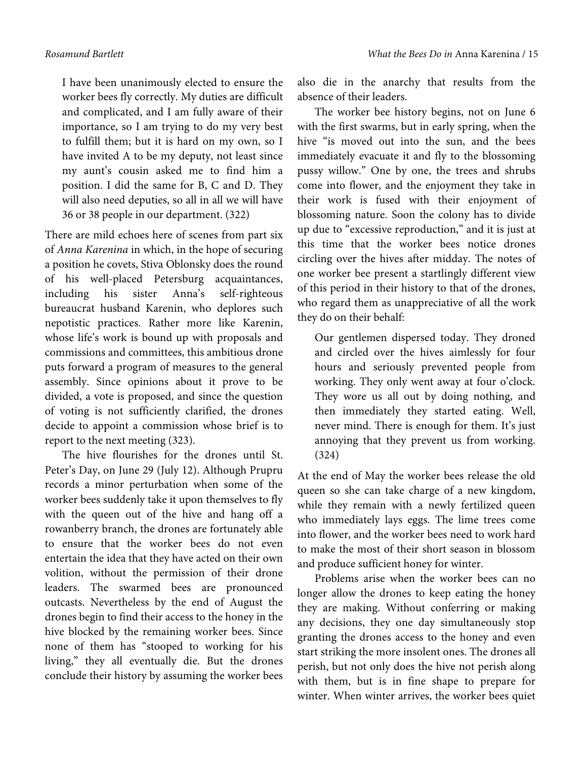> I have been unanimously elected to ensure the worker bees fly correctly. My duties are difficult and complicated, and I am fully aware of their importance, so I am trying to do my very best to fulfill them; but it is hard on my own, so I have invited A to be my deputy, not least since my aunt's cousin asked me to find him a position. I did the same for B, C and D. They will also need deputies, so all in all we will have 36 or 38 people in our department. (322)

There are mild echoes here of scenes from part six of *Anna Karenina* in which, in the hope of securing a position he covets, Stiva Oblonsky does the round of his well-placed Petersburg acquaintances, including his sister Anna's self-righteous bureaucrat husband Karenin, who deplores such nepotistic practices. Rather more like Karenin, whose life's work is bound up with proposals and commissions and committees, this ambitious drone puts forward a program of measures to the general assembly. Since opinions about it prove to be divided, a vote is proposed, and since the question of voting is not sufficiently clarified, the drones decide to appoint a commission whose brief is to report to the next meeting (323).

The hive flourishes for the drones until St. Peter's Day, on June 29 (July 12). Although Prupru records a minor perturbation when some of the worker bees suddenly take it upon themselves to fly with the queen out of the hive and hang off a rowanberry branch, the drones are fortunately able to ensure that the worker bees do not even entertain the idea that they have acted on their own volition, without the permission of their drone leaders. The swarmed bees are pronounced outcasts. Nevertheless by the end of August the drones begin to find their access to the honey in the hive blocked by the remaining worker bees. Since none of them has "stooped to working for his living," they all eventually die. But the drones conclude their history by assuming the worker bees also die in the anarchy that results from the absence of their leaders.

The worker bee history begins, not on June 6 with the first swarms, but in early spring, when the hive "is moved out into the sun, and the bees immediately evacuate it and fly to the blossoming pussy willow." One by one, the trees and shrubs come into flower, and the enjoyment they take in their work is fused with their enjoyment of blossoming nature. Soon the colony has to divide up due to "excessive reproduction," and it is just at this time that the worker bees notice drones circling over the hives after midday. The notes of one worker bee present a startlingly different view of this period in their history to that of the drones, who regard them as unappreciative of all the work they do on their behalf:

> Our gentlemen dispersed today. They droned and circled over the hives aimlessly for four hours and seriously prevented people from working. They only went away at four o'clock. They wore us all out by doing nothing, and then immediately they started eating. Well, never mind. There is enough for them. It's just annoying that they prevent us from working. (324)

At the end of May the worker bees release the old queen so she can take charge of a new kingdom, while they remain with a newly fertilized queen who immediately lays eggs. The lime trees come into flower, and the worker bees need to work hard to make the most of their short season in blossom and produce sufficient honey for winter.

Problems arise when the worker bees can no longer allow the drones to keep eating the honey they are making. Without conferring or making any decisions, they one day simultaneously stop granting the drones access to the honey and even start striking the more insolent ones. The drones all perish, but not only does the hive not perish along with them, but is in fine shape to prepare for winter. When winter arrives, the worker bees quiet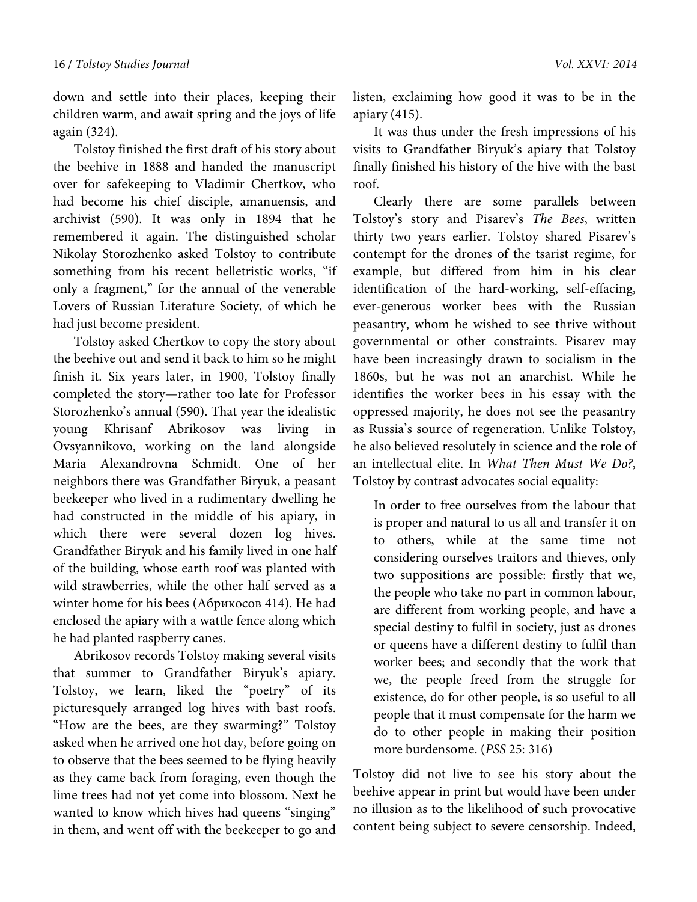down and settle into their places, keeping their children warm, and await spring and the joys of life again (324).

Tolstoy finished the first draft of his story about the beehive in 1888 and handed the manuscript over for safekeeping to Vladimir Chertkov, who had become his chief disciple, amanuensis, and archivist (590). It was only in 1894 that he remembered it again. The distinguished scholar Nikolay Storozhenko asked Tolstoy to contribute something from his recent belletristic works, "if only a fragment," for the annual of the venerable Lovers of Russian Literature Society, of which he had just become president.

Tolstoy asked Chertkov to copy the story about the beehive out and send it back to him so he might finish it. Six years later, in 1900, Tolstoy finally completed the story—rather too late for Professor Storozhenko's annual (590). That year the idealistic young Khrisanf Abrikosov was living in Ovsyannikovo, working on the land alongside Maria Alexandrovna Schmidt. One of her neighbors there was Grandfather Biryuk, a peasant beekeeper who lived in a rudimentary dwelling he had constructed in the middle of his apiary, in which there were several dozen log hives. Grandfather Biryuk and his family lived in one half of the building, whose earth roof was planted with wild strawberries, while the other half served as a winter home for his bees (Абрикосов 414). He had enclosed the apiary with a wattle fence along which he had planted raspberry canes.

Abrikosov records Tolstoy making several visits that summer to Grandfather Biryuk's apiary. Tolstoy, we learn, liked the "poetry" of its picturesquely arranged log hives with bast roofs. "How are the bees, are they swarming?" Tolstoy asked when he arrived one hot day, before going on to observe that the bees seemed to be flying heavily as they came back from foraging, even though the lime trees had not yet come into blossom. Next he wanted to know which hives had queens "singing" in them, and went off with the beekeeper to go and listen, exclaiming how good it was to be in the apiary (415).

It was thus under the fresh impressions of his visits to Grandfather Biryuk's apiary that Tolstoy finally finished his history of the hive with the bast roof.

Clearly there are some parallels between Tolstoy's story and Pisarev's *The Bees*, written thirty two years earlier. Tolstoy shared Pisarev's contempt for the drones of the tsarist regime, for example, but differed from him in his clear identification of the hard-working, self-effacing, ever-generous worker bees with the Russian peasantry, whom he wished to see thrive without governmental or other constraints. Pisarev may have been increasingly drawn to socialism in the 1860s, but he was not an anarchist. While he identifies the worker bees in his essay with the oppressed majority, he does not see the peasantry as Russia's source of regeneration. Unlike Tolstoy, he also believed resolutely in science and the role of an intellectual elite. In *What Then Must We Do?*, Tolstoy by contrast advocates social equality:

> In order to free ourselves from the labour that is proper and natural to us all and transfer it on to others, while at the same time not considering ourselves traitors and thieves, only two suppositions are possible: firstly that we, the people who take no part in common labour, are different from working people, and have a special destiny to fulfil in society, just as drones or queens have a different destiny to fulfil than worker bees; and secondly that the work that we, the people freed from the struggle for existence, do for other people, is so useful to all people that it must compensate for the harm we do to other people in making their position more burdensome. (*PSS* 25: 316)

Tolstoy did not live to see his story about the beehive appear in print but would have been under no illusion as to the likelihood of such provocative content being subject to severe censorship. Indeed,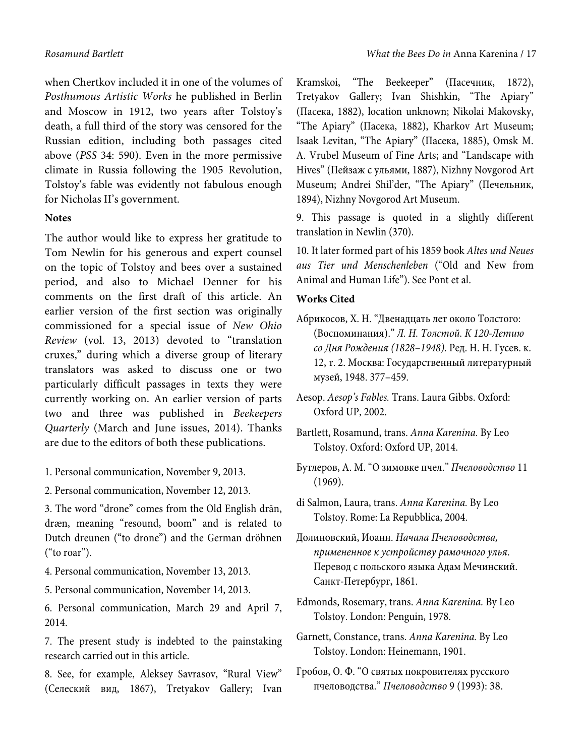when Chertkov included it in one of the volumes of *Posthumous Artistic Works* he published in Berlin and Moscow in 1912, two years after Tolstoy's death, a full third of the story was censored for the Russian edition, including both passages cited above (*PSS* 34: 590). Even in the more permissive climate in Russia following the 1905 Revolution, Tolstoy's fable was evidently not fabulous enough for Nicholas II's government.

**Notes**

The author would like to express her gratitude to Tom Newlin for his generous and expert counsel on the topic of Tolstoy and bees over a sustained period, and also to Michael Denner for his comments on the first draft of this article. An earlier version of the first section was originally commissioned for a special issue of *New Ohio Review* (vol. 13, 2013) devoted to "translation cruxes," during which a diverse group of literary translators was asked to discuss one or two particularly difficult passages in texts they were currently working on. An earlier version of parts two and three was published in *Beekeepers Quarterly* (March and June issues, 2014). Thanks are due to the editors of both these publications.

1. Personal communication, November 9, 2013.

2. Personal communication, November 12, 2013.

3. The word "drone" comes from the Old English drān, dræn, meaning "resound, boom" and is related to Dutch dreunen ("to drone") and the German dröhnen ("to roar").

4. Personal communication, November 13, 2013.

5. Personal communication, November 14, 2013.

6. Personal communication, March 29 and April 7, 2014.

7. The present study is indebted to the painstaking research carried out in this article.

8. See, for example, Aleksey Savrasov, "Rural View" (Селеский вид, 1867), Tretyakov Gallery; Ivan Kramskoi, "The Beekeeper" (Пасечник, 1872), Tretyakov Gallery; Ivan Shishkin, "The Apiary" (Пасека, 1882), location unknown; Nikolai Makovsky, "The Apiary" (Пасека, 1882), Kharkov Art Museum; Isaak Levitan, "The Apiary" (Пасека, 1885), Omsk M. A. Vrubel Museum of Fine Arts; and "Landscape with Hives" (Пейзаж с ульями, 1887), Nizhny Novgorod Art Museum; Andrei Shil'der, "The Apiary" (Печельник, 1894), Nizhny Novgorod Art Museum.

9. This passage is quoted in a slightly different translation in Newlin (370).

10. It later formed part of his 1859 book *Altes und Neues aus Tier und Menschenleben* ("Old and New from Animal and Human Life"). See Pont et al.

**Works Cited**

Абрикосов, Х. Н. "Двенадцать лет около Толстого: (Воспоминания)." *Л. Н. Толстой. К 120-Летию со Дня Рождения (1828–1948).* Ред. Н. Н. Гусев. к. 12, т. 2. Москва: Государственный литературный музей, 1948. 377–459.

Aesop. *Aesop's Fables.* Trans. Laura Gibbs. Oxford: Oxford UP, 2002.

Bartlett, Rosamund, trans. *Anna Karenina.* By Leo Tolstoy. Oxford: Oxford UP, 2014.

Бутлеров, А. М. "О зимовке пчел." *Пчеловодство* 11 (1969).

di Salmon, Laura, trans. *Anna Karenina.* By Leo Tolstoy. Rome: La Repubblica, 2004.

Долиновский, Иоанн. *Начала Пчеловодства, примененное к устройству рамочного улья.* Перевод с польского языка Адам Мечинский. Санкт-Петербург, 1861.

Edmonds, Rosemary, trans. *Anna Karenina.* By Leo Tolstoy. London: Penguin, 1978.

Garnett, Constance, trans. *Anna Karenina.* By Leo Tolstoy. London: Heinemann, 1901.

Гробов, О. Ф. "О святых покровителях русского пчеловодства." *Пчеловодство* 9 (1993): 38.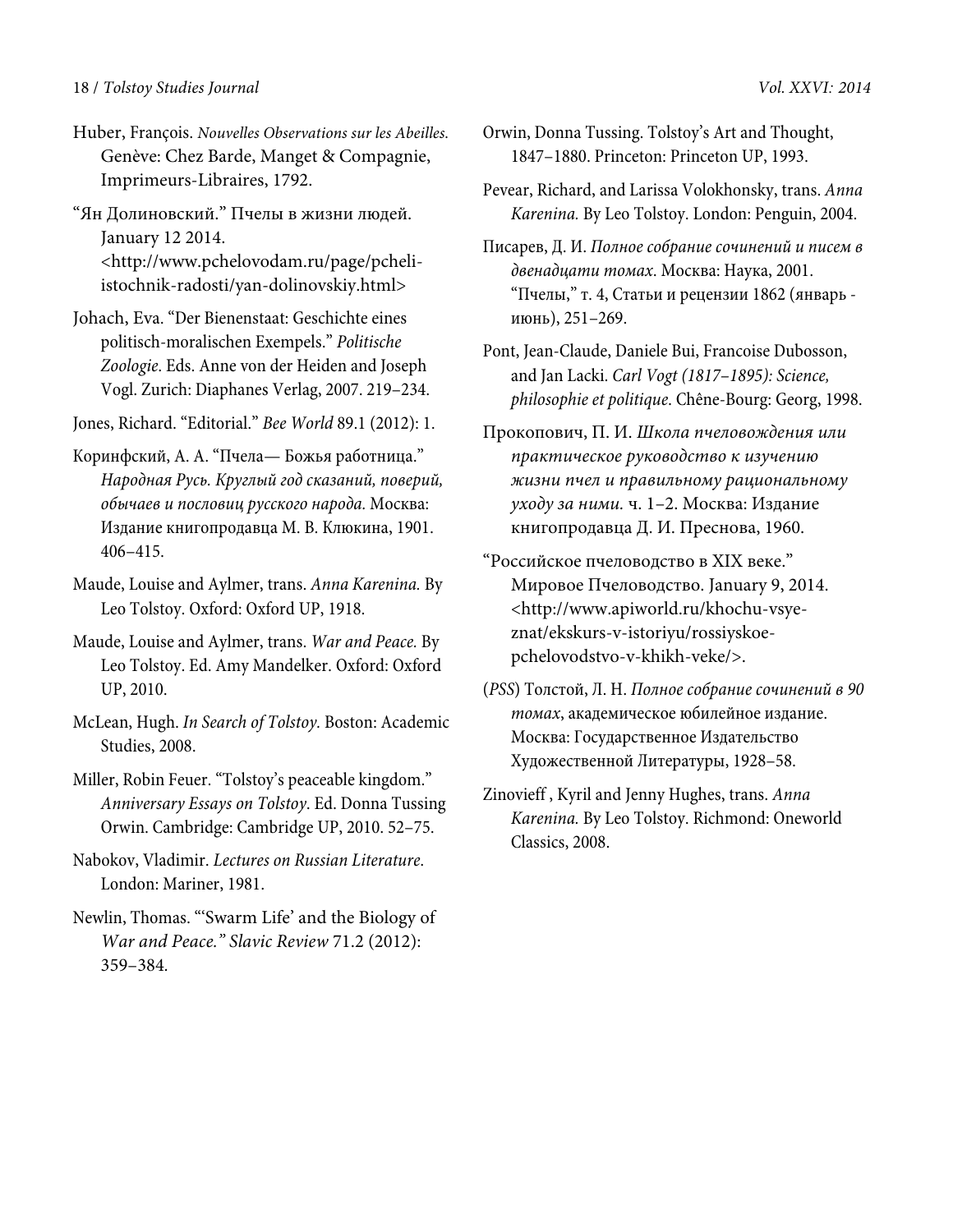Huber, François. *Nouvelles Observations sur les Abeilles.* Genève: Chez Barde, Manget & Compagnie, Imprimeurs-Libraires, 1792.

"Ян Долиновский." Пчелы в жизни людей. January 12 2014. <http://www.pchelovodam.ru/page/pcheli-istochnik-radosti/yan-dolinovskiy.html>

Johach, Eva. "Der Bienenstaat: Geschichte eines politisch-moralischen Exempels." *Politische Zoologie*. Eds. Anne von der Heiden and Joseph Vogl. Zurich: Diaphanes Verlag, 2007. 219–234.

Jones, Richard. "Editorial." *Bee World* 89.1 (2012): 1.

Коринфский, А. А. "Пчела— Божья работница." *Народная Русь. Круглый год сказаний, поверий, обычаев и пословиц русского народа.* Москва: Издание книгопродавца М. В. Клюкина, 1901. 406–415.

Maude, Louise and Aylmer, trans. *Anna Karenina.* By Leo Tolstoy. Oxford: Oxford UP, 1918.

Maude, Louise and Aylmer, trans. *War and Peace.* By Leo Tolstoy. Ed. Amy Mandelker. Oxford: Oxford UP, 2010.

McLean, Hugh. *In Search of Tolstoy.* Boston: Academic Studies, 2008.

Miller, Robin Feuer. "Tolstoy's peaceable kingdom." *Anniversary Essays on Tolstoy*. Ed. Donna Tussing Orwin. Cambridge: Cambridge UP, 2010. 52–75.

Nabokov, Vladimir. *Lectures on Russian Literature.* London: Mariner, 1981.

Newlin, Thomas. "'Swarm Life' and the Biology of *War and Peace." Slavic Review* 71.2 (2012): 359–384.

Orwin, Donna Tussing. Tolstoy's Art and Thought, 1847–1880. Princeton: Princeton UP, 1993.

Pevear, Richard, and Larissa Volokhonsky, trans. *Anna Karenina.* By Leo Tolstoy. London: Penguin, 2004.

Писарев, Д. И. *Полное собрание сочинений и писем в двенадцати томах.* Москва: Наука, 2001. "Пчелы," т. 4, Статьи и рецензии 1862 (январь - июнь), 251–269.

Pont, Jean-Claude, Daniele Bui, Francoise Dubosson, and Jan Lacki. *Carl Vogt (1817–1895): Science, philosophie et politique.* Chêne-Bourg: Georg, 1998.

Прокопович, П. И. *Школа пчеловождения или практическое руководство к изучению жизни пчел и правильному рациональному уходу за ними.* ч. 1–2. Москва: Издание книгопродавца Д. И. Преснова, 1960.

"Российское пчеловодство в XIX веке." Мировое Пчеловодство. January 9, 2014. <http://www.apiworld.ru/khochu-vsye-znat/ekskurs-v-istoriyu/rossiyskoe-pchelovodstvo-v-khikh-veke/>.

(*PSS*) Толстой, Л. Н. *Полное собрание сочинений в 90 томах*, академическое юбилейное издание. Москва: Государственное Издательство Художественной Литературы, 1928–58.

Zinovieff , Kyril and Jenny Hughes, trans. *Anna Karenina.* By Leo Tolstoy. Richmond: Oneworld Classics, 2008.